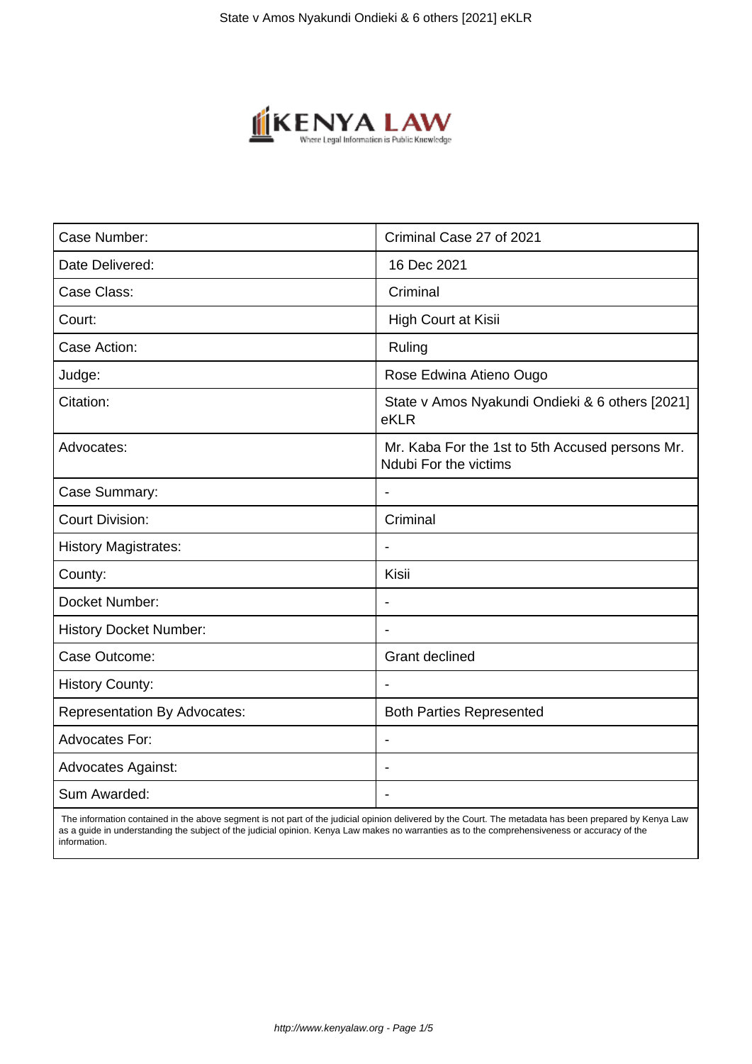| Case Number: | Criminal Case 27 of 2021 |
|---|---|
| Date Delivered: | 16 Dec 2021 |
| Case Class: | Criminal |
| Court: | High Court at Kisii |
| Case Action: | Ruling |
| Judge: | Rose Edwina Atieno Ougo |
| Citation: | State v Amos Nyakundi Ondieki & 6 others [2021] eKLR |
| Advocates: | Mr. Kaba For the 1st to 5th Accused persons Mr. Ndubi For the victims |
| Case Summary: | - |
| Court Division: | Criminal |
| History Magistrates: | - |
| County: | Kisii |
| Docket Number: | - |
| History Docket Number: | - |
| Case Outcome: | Grant declined |
| History County: | - |
| Representation By Advocates: | Both Parties Represented |
| Advocates For: | - |
| Advocates Against: | - |
| Sum Awarded: | - |

The information contained in the above segment is not part of the judicial opinion delivered by the Court. The metadata has been prepared by Kenya Law as a guide in understanding the subject of the judicial opinion. Kenya Law makes no warranties as to the comprehensiveness or accuracy of the information.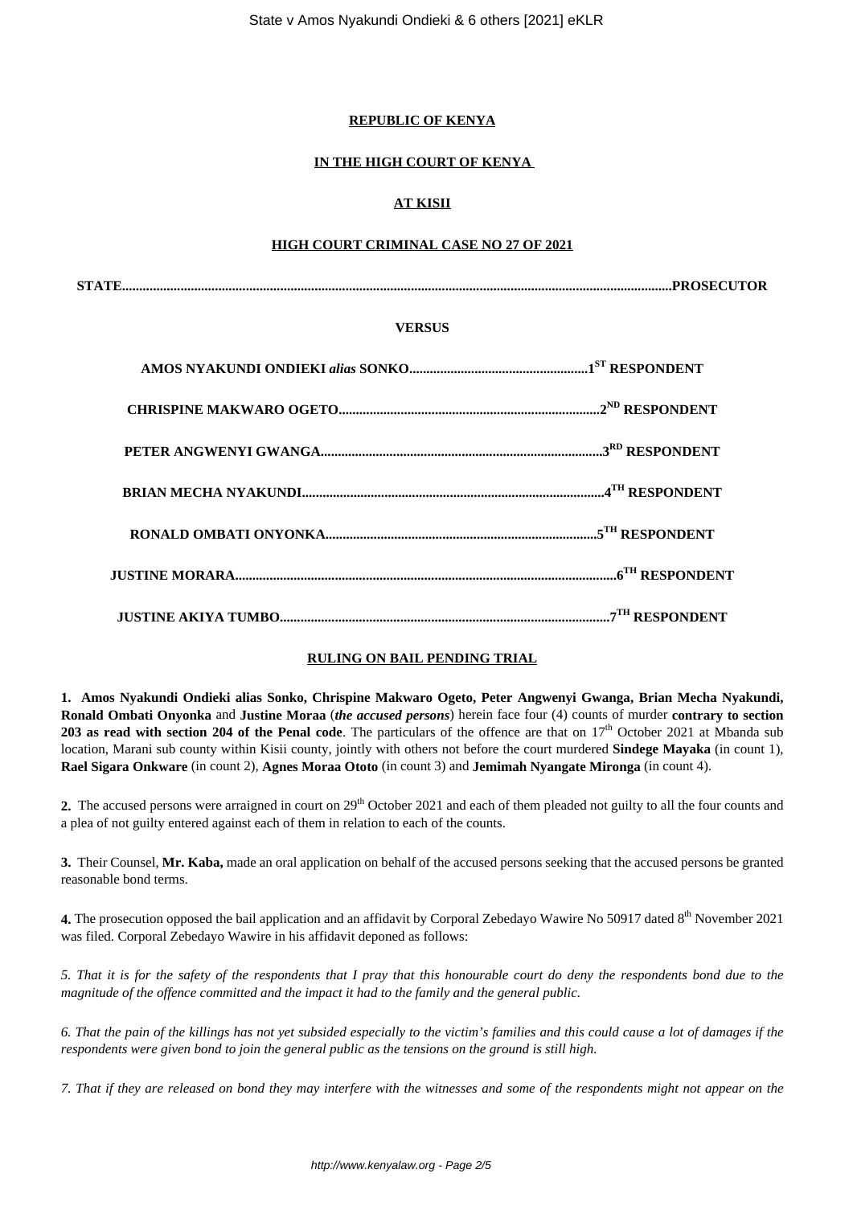**REPUBLIC OF KENYA**

**IN THE HIGH COURT OF KENYA**

**AT KISII**

**HIGH COURT CRIMINAL CASE NO 27 OF 2021**

**STATE.............................................................................................................................................................PROSECUTOR**

**VERSUS**

**AMOS NYAKUNDI ONDIEKI *alias* SONKO....................................................1[ST] RESPONDENT**

**CHRISPINE MAKWARO OGETO...........................................................................2[ND] RESPONDENT**

**PETER ANGWENYI GWANGA.................................................................................3[RD] RESPONDENT**

**BRIAN MECHA NYAKUNDI.......................................................................................4[TH] RESPONDENT**

**RONALD OMBATI ONYONKA..............................................................................5[TH] RESPONDENT**

**JUSTINE MORARA...............................................................................................................6[TH] RESPONDENT**

**JUSTINE AKIYA TUMBO................................................................................................7[TH] RESPONDENT**

**RULING ON BAIL PENDING TRIAL**

**1. Amos Nyakundi Ondieki alias Sonko, Chrispine Makwaro Ogeto, Peter Angwenyi Gwanga, Brian Mecha Nyakundi, Ronald Ombati Onyonka** and **Justine Moraa** (***the accused persons***) herein face four (4) counts of murder **contrary to section 203 as read with section 204 of the Penal code**. The particulars of the offence are that on 17[th] October 2021 at Mbanda sub location, Marani sub county within Kisii county, jointly with others not before the court murdered **Sindege Mayaka** (in count 1), **Rael Sigara Onkware** (in count 2), **Agnes Moraa Ototo** (in count 3) and **Jemimah Nyangate Mironga** (in count 4).

**2.** The accused persons were arraigned in court on 29[th] October 2021 and each of them pleaded not guilty to all the four counts and a plea of not guilty entered against each of them in relation to each of the counts.

**3.** Their Counsel, **Mr. Kaba,** made an oral application on behalf of the accused persons seeking that the accused persons be granted reasonable bond terms.

**4.** The prosecution opposed the bail application and an affidavit by Corporal Zebedayo Wawire No 50917 dated 8[th] November 2021 was filed. Corporal Zebedayo Wawire in his affidavit deponed as follows:

*5. That it is for the safety of the respondents that I pray that this honourable court do deny the respondents bond due to the magnitude of the offence committed and the impact it had to the family and the general public.*

*6. That the pain of the killings has not yet subsided especially to the victim's families and this could cause a lot of damages if the respondents were given bond to join the general public as the tensions on the ground is still high.*

*7. That if they are released on bond they may interfere with the witnesses and some of the respondents might not appear on the*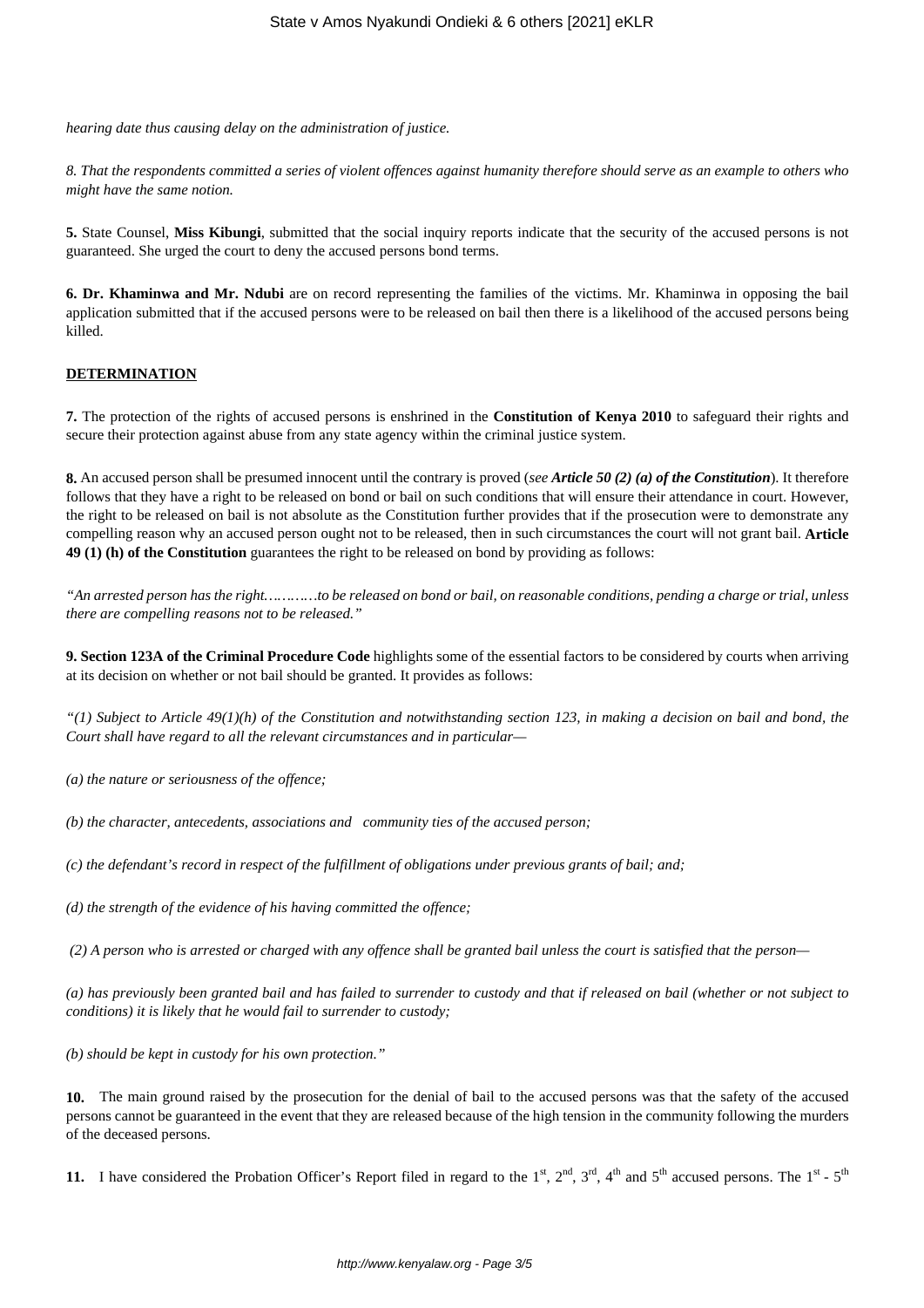*hearing date thus causing delay on the administration of justice.*

*8. That the respondents committed a series of violent offences against humanity therefore should serve as an example to others who might have the same notion.*

**5.** State Counsel, **Miss Kibungi**, submitted that the social inquiry reports indicate that the security of the accused persons is not guaranteed. She urged the court to deny the accused persons bond terms.

**6. Dr. Khaminwa and Mr. Ndubi** are on record representing the families of the victims. Mr. Khaminwa in opposing the bail application submitted that if the accused persons were to be released on bail then there is a likelihood of the accused persons being killed.

**DETERMINATION**

**7.** The protection of the rights of accused persons is enshrined in the **Constitution of Kenya 2010** to safeguard their rights and secure their protection against abuse from any state agency within the criminal justice system.

**8.** An accused person shall be presumed innocent until the contrary is proved (*see* ***Article 50 (2) (a) of the Constitution***). It therefore follows that they have a right to be released on bond or bail on such conditions that will ensure their attendance in court. However, the right to be released on bail is not absolute as the Constitution further provides that if the prosecution were to demonstrate any compelling reason why an accused person ought not to be released, then in such circumstances the court will not grant bail. **Article 49 (1) (h) of the Constitution** guarantees the right to be released on bond by providing as follows:

*"An arrested person has the right…………to be released on bond or bail, on reasonable conditions, pending a charge or trial, unless there are compelling reasons not to be released."*

**9. Section 123A of the Criminal Procedure Code** highlights some of the essential factors to be considered by courts when arriving at its decision on whether or not bail should be granted. It provides as follows:

*"(1) Subject to Article 49(1)(h) of the Constitution and notwithstanding section 123, in making a decision on bail and bond, the Court shall have regard to all the relevant circumstances and in particular—*

*(a) the nature or seriousness of the offence;*

*(b) the character, antecedents, associations and community ties of the accused person;*

*(c) the defendant's record in respect of the fulfillment of obligations under previous grants of bail; and;*

*(d) the strength of the evidence of his having committed the offence;*

*(2) A person who is arrested or charged with any offence shall be granted bail unless the court is satisfied that the person—*

*(a) has previously been granted bail and has failed to surrender to custody and that if released on bail (whether or not subject to conditions) it is likely that he would fail to surrender to custody;*

*(b) should be kept in custody for his own protection."*

**10.** The main ground raised by the prosecution for the denial of bail to the accused persons was that the safety of the accused persons cannot be guaranteed in the event that they are released because of the high tension in the community following the murders of the deceased persons.

**11.** I have considered the Probation Officer's Report filed in regard to the 1st, 2nd, 3rd, 4th and 5th accused persons. The 1st - 5th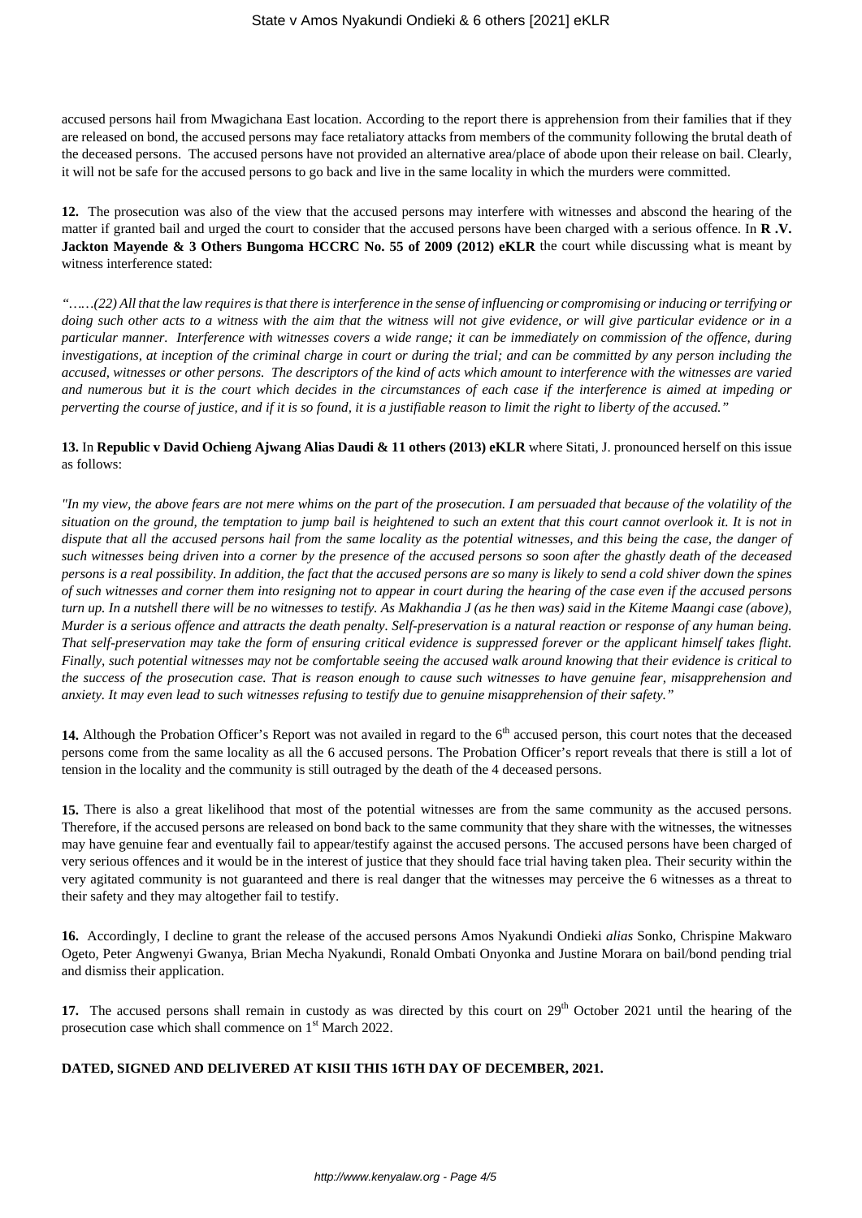accused persons hail from Mwagichana East location. According to the report there is apprehension from their families that if they are released on bond, the accused persons may face retaliatory attacks from members of the community following the brutal death of the deceased persons. The accused persons have not provided an alternative area/place of abode upon their release on bail. Clearly, it will not be safe for the accused persons to go back and live in the same locality in which the murders were committed.

**12.** The prosecution was also of the view that the accused persons may interfere with witnesses and abscond the hearing of the matter if granted bail and urged the court to consider that the accused persons have been charged with a serious offence. In **R .V. Jackton Mayende & 3 Others Bungoma HCCRC No. 55 of 2009 (2012) eKLR** the court while discussing what is meant by witness interference stated:

*"……(22) All that the law requires is that there is interference in the sense of influencing or compromising or inducing or terrifying or doing such other acts to a witness with the aim that the witness will not give evidence, or will give particular evidence or in a particular manner. Interference with witnesses covers a wide range; it can be immediately on commission of the offence, during investigations, at inception of the criminal charge in court or during the trial; and can be committed by any person including the accused, witnesses or other persons. The descriptors of the kind of acts which amount to interference with the witnesses are varied and numerous but it is the court which decides in the circumstances of each case if the interference is aimed at impeding or perverting the course of justice, and if it is so found, it is a justifiable reason to limit the right to liberty of the accused."*

**13.** In **Republic v David Ochieng Ajwang Alias Daudi & 11 others (2013) eKLR** where Sitati, J. pronounced herself on this issue as follows:

*"In my view, the above fears are not mere whims on the part of the prosecution. I am persuaded that because of the volatility of the situation on the ground, the temptation to jump bail is heightened to such an extent that this court cannot overlook it. It is not in dispute that all the accused persons hail from the same locality as the potential witnesses, and this being the case, the danger of such witnesses being driven into a corner by the presence of the accused persons so soon after the ghastly death of the deceased persons is a real possibility. In addition, the fact that the accused persons are so many is likely to send a cold shiver down the spines of such witnesses and corner them into resigning not to appear in court during the hearing of the case even if the accused persons turn up. In a nutshell there will be no witnesses to testify. As Makhandia J (as he then was) said in the Kiteme Maangi case (above), Murder is a serious offence and attracts the death penalty. Self-preservation is a natural reaction or response of any human being. That self-preservation may take the form of ensuring critical evidence is suppressed forever or the applicant himself takes flight. Finally, such potential witnesses may not be comfortable seeing the accused walk around knowing that their evidence is critical to the success of the prosecution case. That is reason enough to cause such witnesses to have genuine fear, misapprehension and anxiety. It may even lead to such witnesses refusing to testify due to genuine misapprehension of their safety."*

**14.** Although the Probation Officer's Report was not availed in regard to the 6th accused person, this court notes that the deceased persons come from the same locality as all the 6 accused persons. The Probation Officer's report reveals that there is still a lot of tension in the locality and the community is still outraged by the death of the 4 deceased persons.

**15.** There is also a great likelihood that most of the potential witnesses are from the same community as the accused persons. Therefore, if the accused persons are released on bond back to the same community that they share with the witnesses, the witnesses may have genuine fear and eventually fail to appear/testify against the accused persons. The accused persons have been charged of very serious offences and it would be in the interest of justice that they should face trial having taken plea. Their security within the very agitated community is not guaranteed and there is real danger that the witnesses may perceive the 6 witnesses as a threat to their safety and they may altogether fail to testify.

**16.** Accordingly, I decline to grant the release of the accused persons Amos Nyakundi Ondieki *alias* Sonko, Chrispine Makwaro Ogeto, Peter Angwenyi Gwanya, Brian Mecha Nyakundi, Ronald Ombati Onyonka and Justine Morara on bail/bond pending trial and dismiss their application.

**17.** The accused persons shall remain in custody as was directed by this court on 29th October 2021 until the hearing of the prosecution case which shall commence on 1st March 2022.

**DATED, SIGNED AND DELIVERED AT KISII THIS 16TH DAY OF DECEMBER, 2021.**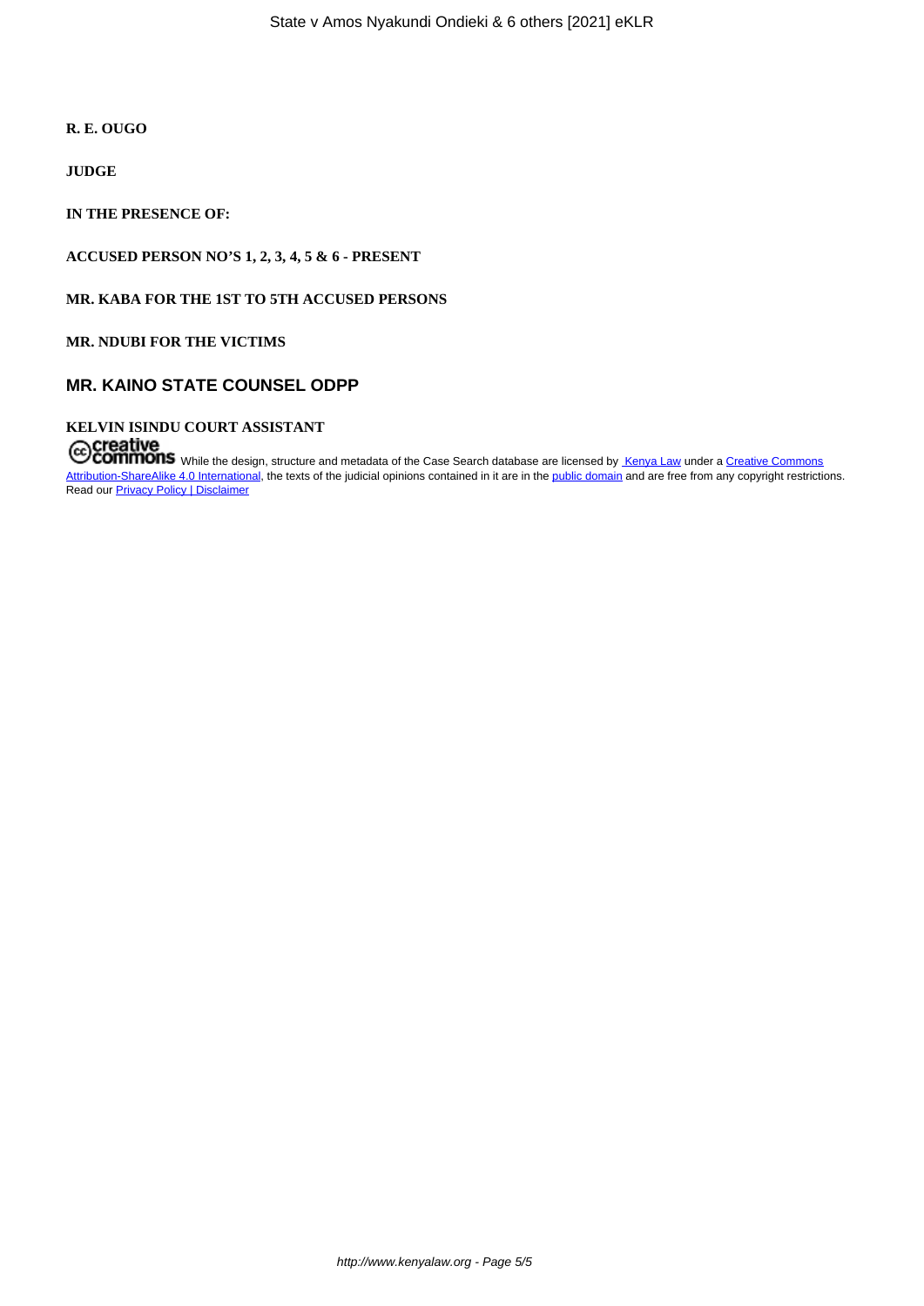**R. E. OUGO**

**JUDGE**

**IN THE PRESENCE OF:**

**ACCUSED PERSON NO'S 1, 2, 3, 4, 5 & 6 - PRESENT**

**MR. KABA FOR THE 1ST TO 5TH ACCUSED PERSONS**

**MR. NDUBI FOR THE VICTIMS**

**MR. KAINO STATE COUNSEL ODPP**

**KELVIN ISINDU COURT ASSISTANT**

While the design, structure and metadata of the Case Search database are licensed by Kenya Law under a Creative Commons Attribution-ShareAlike 4.0 International, the texts of the judicial opinions contained in it are in the public domain and are free from any copyright restrictions. Read our Privacy Policy | Disclaimer